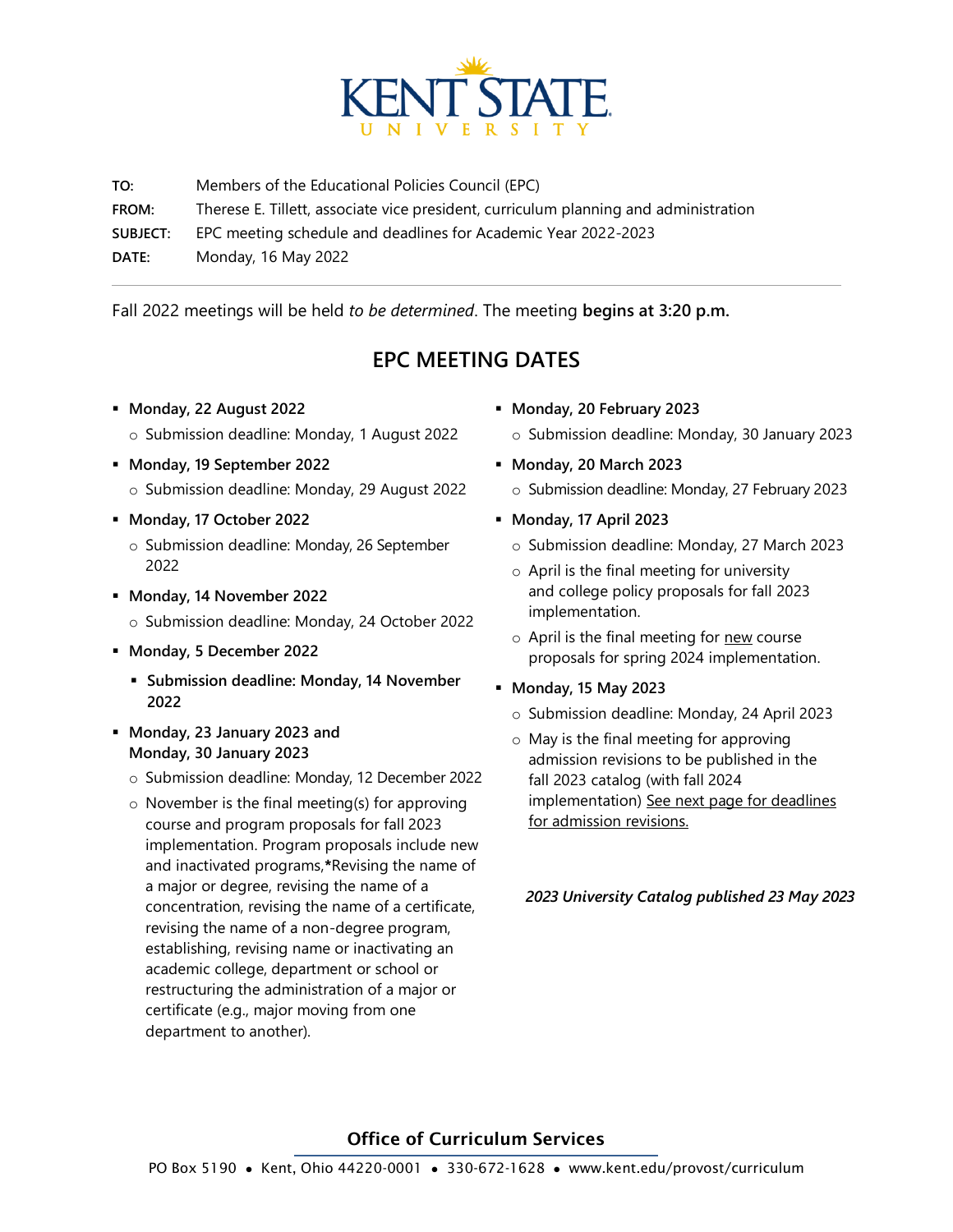KENT STATE UNIVERSITY

**TO:** Members of the Educational Policies Council (EPC)

**FROM:** Therese E. Tillett, associate vice president, curriculum planning and administration

**SUBJECT:** EPC meeting schedule and deadlines for Academic Year 2022-2023

**DATE:** Monday, 16 May 2022

---

Fall 2022 meetings will be held *to be determined*. The meeting **begins at 3:20 p.m.**

## EPC MEETING DATES

- **Monday, 22 August 2022**
  - Submission deadline: Monday, 1 August 2022
- **Monday, 19 September 2022**
  - Submission deadline: Monday, 29 August 2022
- **Monday, 17 October 2022**
  - Submission deadline: Monday, 26 September 2022
- **Monday, 14 November 2022**
  - Submission deadline: Monday, 24 October 2022
- **Monday, 5 December 2022**
  - **Submission deadline: Monday, 14 November 2022**
- **Monday, 23 January 2023 and Monday, 30 January 2023**
  - Submission deadline: Monday, 12 December 2022
  - November is the final meeting(s) for approving course and program proposals for fall 2023 implementation. Program proposals include new and inactivated programs,**\***Revising the name of a major or degree, revising the name of a concentration, revising the name of a certificate, revising the name of a non-degree program, establishing, revising name or inactivating an academic college, department or school or restructuring the administration of a major or certificate (e.g., major moving from one department to another).
- **Monday, 20 February 2023**
  - Submission deadline: Monday, 30 January 2023
- **Monday, 20 March 2023**
  - Submission deadline: Monday, 27 February 2023
- **Monday, 17 April 2023**
  - Submission deadline: Monday, 27 March 2023
  - April is the final meeting for university and college policy proposals for fall 2023 implementation.
  - April is the final meeting for new course proposals for spring 2024 implementation.
- **Monday, 15 May 2023**
  - Submission deadline: Monday, 24 April 2023
  - May is the final meeting for approving admission revisions to be published in the fall 2023 catalog (with fall 2024 implementation) See next page for deadlines for admission revisions.

***2023 University Catalog published 23 May 2023***

**Office of Curriculum Services**

PO Box 5190 • Kent, Ohio 44220-0001 • 330-672-1628 • www.kent.edu/provost/curriculum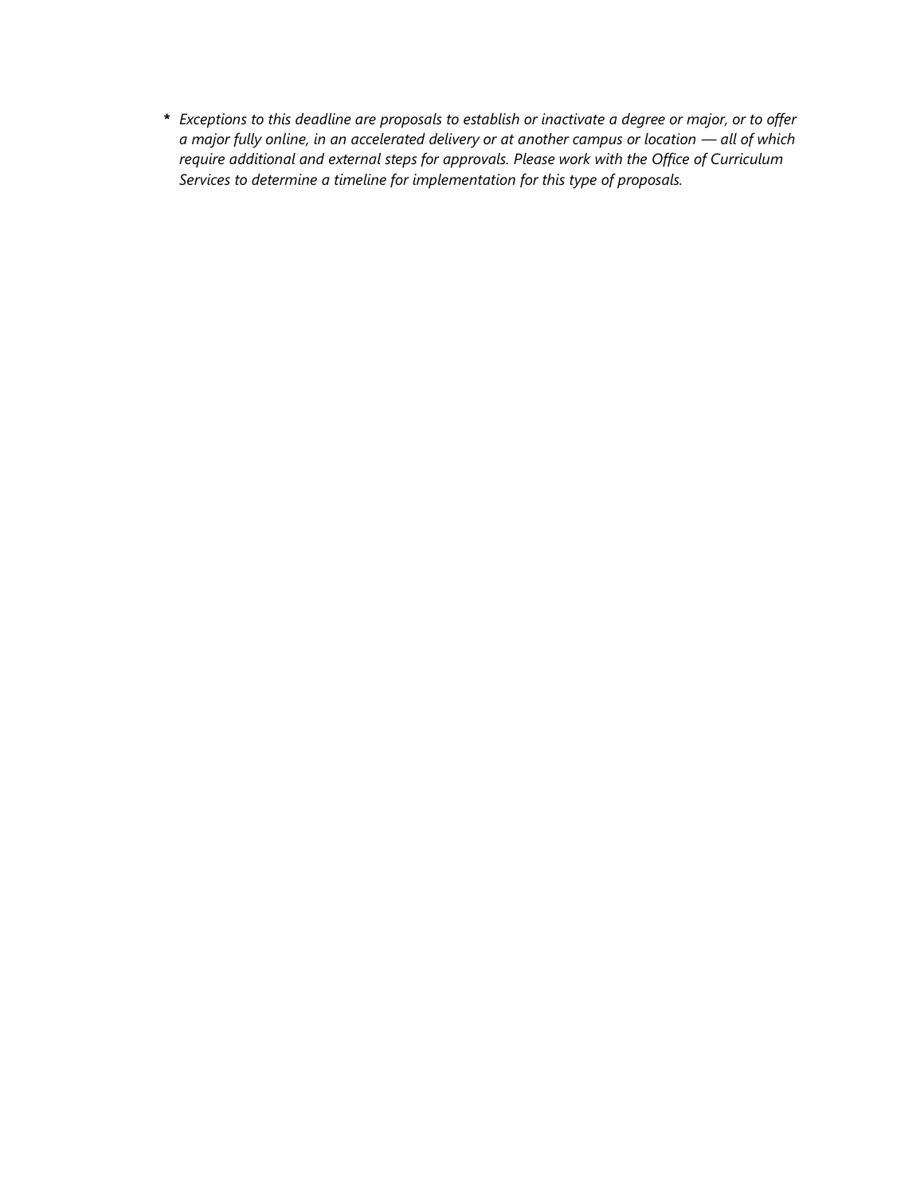\* *Exceptions to this deadline are proposals to establish or inactivate a degree or major, or to offer a major fully online, in an accelerated delivery or at another campus or location — all of which require additional and external steps for approvals. Please work with the Office of Curriculum Services to determine a timeline for implementation for this type of proposals.*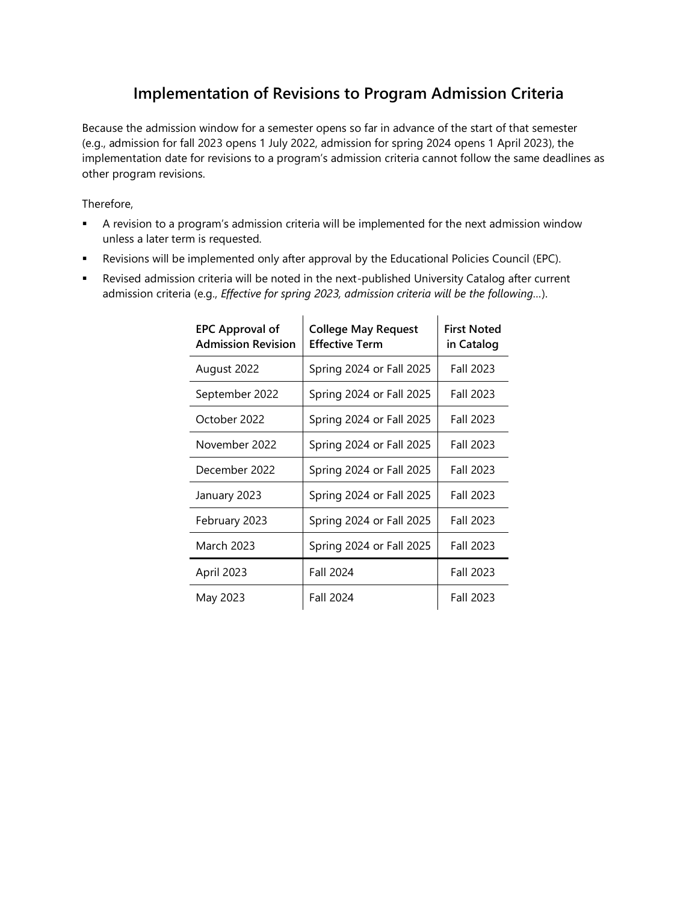# Implementation of Revisions to Program Admission Criteria

Because the admission window for a semester opens so far in advance of the start of that semester (e.g., admission for fall 2023 opens 1 July 2022, admission for spring 2024 opens 1 April 2023), the implementation date for revisions to a program's admission criteria cannot follow the same deadlines as other program revisions.

Therefore,

- A revision to a program's admission criteria will be implemented for the next admission window unless a later term is requested.
- Revisions will be implemented only after approval by the Educational Policies Council (EPC).
- Revised admission criteria will be noted in the next-published University Catalog after current admission criteria (e.g., *Effective for spring 2023, admission criteria will be the following…*).

| EPC Approval of Admission Revision | College May Request Effective Term | First Noted in Catalog |
|---|---|---|
| August 2022 | Spring 2024 or Fall 2025 | Fall 2023 |
| September 2022 | Spring 2024 or Fall 2025 | Fall 2023 |
| October 2022 | Spring 2024 or Fall 2025 | Fall 2023 |
| November 2022 | Spring 2024 or Fall 2025 | Fall 2023 |
| December 2022 | Spring 2024 or Fall 2025 | Fall 2023 |
| January 2023 | Spring 2024 or Fall 2025 | Fall 2023 |
| February 2023 | Spring 2024 or Fall 2025 | Fall 2023 |
| March 2023 | Spring 2024 or Fall 2025 | Fall 2023 |
| April 2023 | Fall 2024 | Fall 2023 |
| May 2023 | Fall 2024 | Fall 2023 |